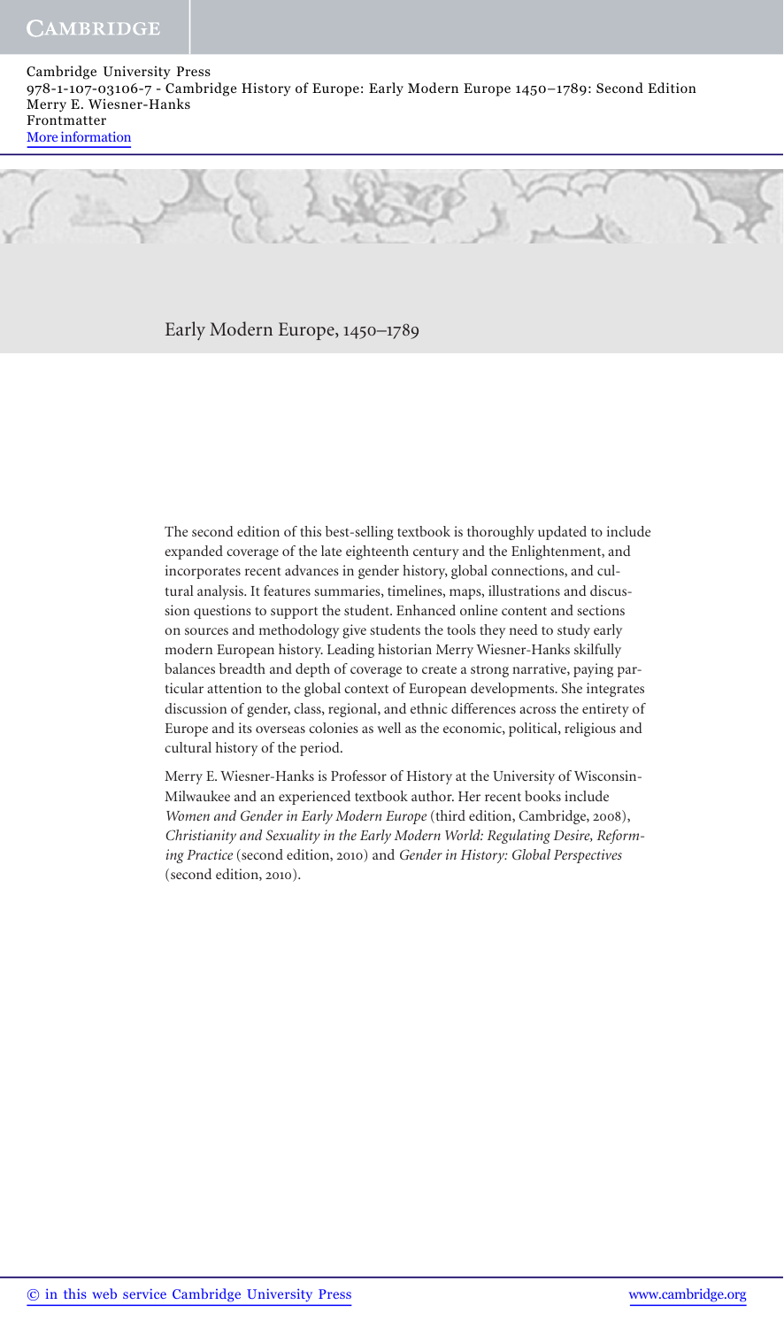# Early Modern Europe, 1450–1789

The second edition of this best-selling textbook is thoroughly updated to include expanded coverage of the late eighteenth century and the Enlightenment, and incorporates recent advances in gender history, global connections, and cultural analysis. It features summaries, timelines, maps, illustrations and discussion questions to support the student. Enhanced online content and sections on sources and methodology give students the tools they need to study early modern European history. Leading historian Merry Wiesner-Hanks skilfully balances breadth and depth of coverage to create a strong narrative, paying particular attention to the global context of European developments. She integrates discussion of gender, class, regional, and ethnic differences across the entirety of Europe and its overseas colonies as well as the economic, political, religious and cultural history of the period.

Merry E. Wiesner-Hanks is Professor of History at the University of Wisconsin-Milwaukee and an experienced textbook author. Her recent books include *Women and Gender in Early Modern Europe* (third edition, Cambridge, 2008), *Christianity and Sexuality in the Early Modern World: Regulating Desire, Reforming Practice* (second edition, 2010) and *Gender in History: Global Perspectives* (second edition, 2010).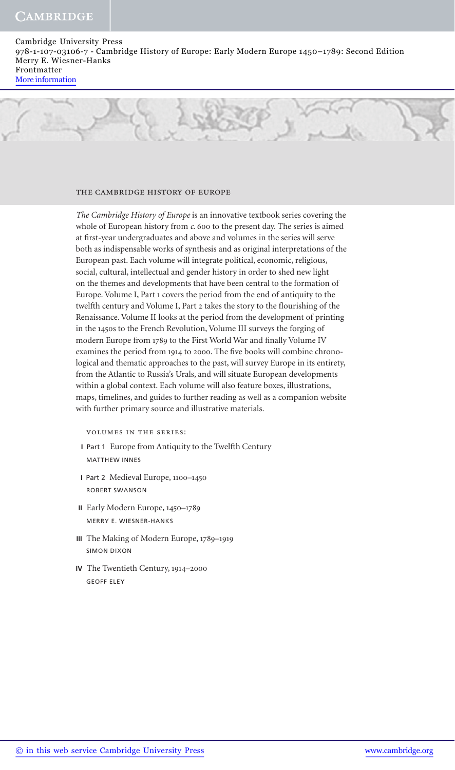# THE CAMBRIDGE HISTORY OF EUROPE

*The Cambridge History of Europe* is an innovative textbook series covering the whole of European history from *c.* 600 to the present day. The series is aimed at first-year undergraduates and above and volumes in the series will serve both as indispensable works of synthesis and as original interpretations of the European past. Each volume will integrate political, economic, religious, social, cultural, intellectual and gender history in order to shed new light on the themes and developments that have been central to the formation of Europe. Volume I, Part 1 covers the period from the end of antiquity to the twelfth century and Volume I, Part 2 takes the story to the flourishing of the Renaissance. Volume II looks at the period from the development of printing in the 1450s to the French Revolution, Volume III surveys the forging of modern Europe from 1789 to the First World War and finally Volume IV examines the period from 1914 to 2000. The five books will combine chronological and thematic approaches to the past, will survey Europe in its entirety, from the Atlantic to Russia's Urals, and will situate European developments within a global context. Each volume will also feature boxes, illustrations, maps, timelines, and guides to further reading as well as a companion website with further primary source and illustrative materials.

VOLUMES IN THE SERIES:

- **I** Part 1 Europe from Antiquity to the Twelfth Century
  MATTHEW INNES
- **I** Part 2 Medieval Europe, 1100–1450
  ROBERT SWANSON
- **II** Early Modern Europe, 1450–1789
  MERRY E. WIESNER-HANKS
- **III** The Making of Modern Europe, 1789–1919
  SIMON DIXON
- **IV** The Twentieth Century, 1914–2000
  GEOFF ELEY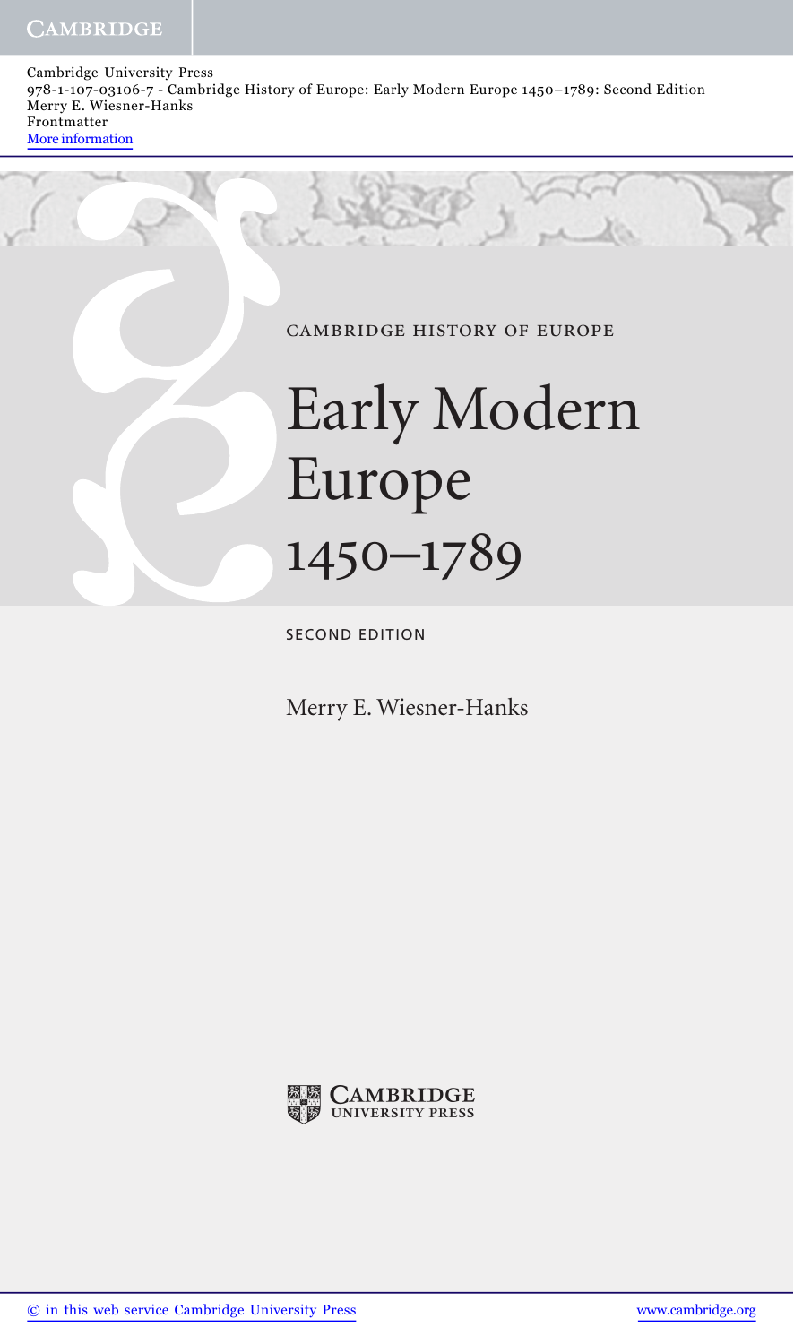CAMBRIDGE HISTORY OF EUROPE

# Early Modern Europe 1450–1789

SECOND EDITION

Merry E. Wiesner-Hanks

CAMBRIDGE UNIVERSITY PRESS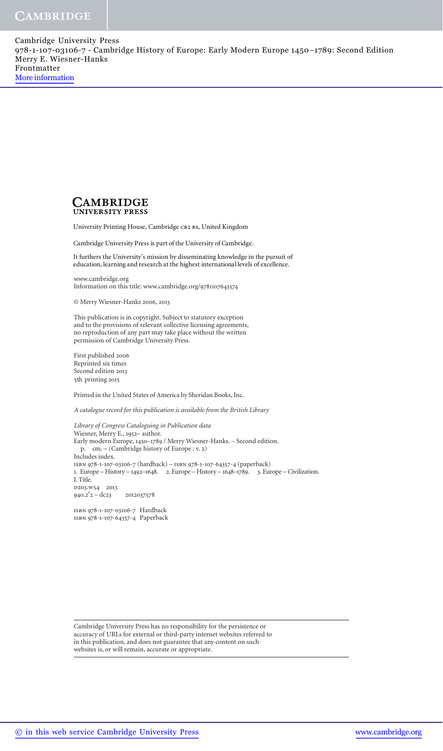**CAMBRIDGE**
**UNIVERSITY PRESS**

University Printing House, Cambridge CB2 8BS, United Kingdom

Cambridge University Press is part of the University of Cambridge.

It furthers the University's mission by disseminating knowledge in the pursuit of education, learning and research at the highest international levels of excellence.

www.cambridge.org
Information on this title: www.cambridge.org/9781107643574

© Merry Wiesner-Hanks 2006, 2013

This publication is in copyright. Subject to statutory exception and to the provisions of relevant collective licensing agreements, no reproduction of any part may take place without the written permission of Cambridge University Press.

First published 2006
Reprinted six times
Second edition 2013
5th printing 2015

Printed in the United States of America by Sheridan Books, Inc.

*A catalogue record for this publication is available from the British Library*

*Library of Congress Cataloguing in Publication data*
Wiesner, Merry E., 1952– author.
Early modern Europe, 1450–1789 / Merry Wiesner-Hanks. – Second edition.
p. cm. – (Cambridge history of Europe ; v. 2)
Includes index.
ISBN 978-1-107-03106-7 (hardback) – ISBN 978-1-107-64357-4 (paperback)
1. Europe – History – 1492–1648. 2. Europe – History – 1648–1789. 3. Europe – Civilization.
I. Title.
D203.W54 2013
940.2′2 – dc23 2012037578

ISBN 978-1-107-03106-7 Hardback
ISBN 978-1-107-64357-4 Paperback

Cambridge University Press has no responsibility for the persistence or accuracy of URLs for external or third-party internet websites referred to in this publication, and does not guarantee that any content on such websites is, or will remain, accurate or appropriate.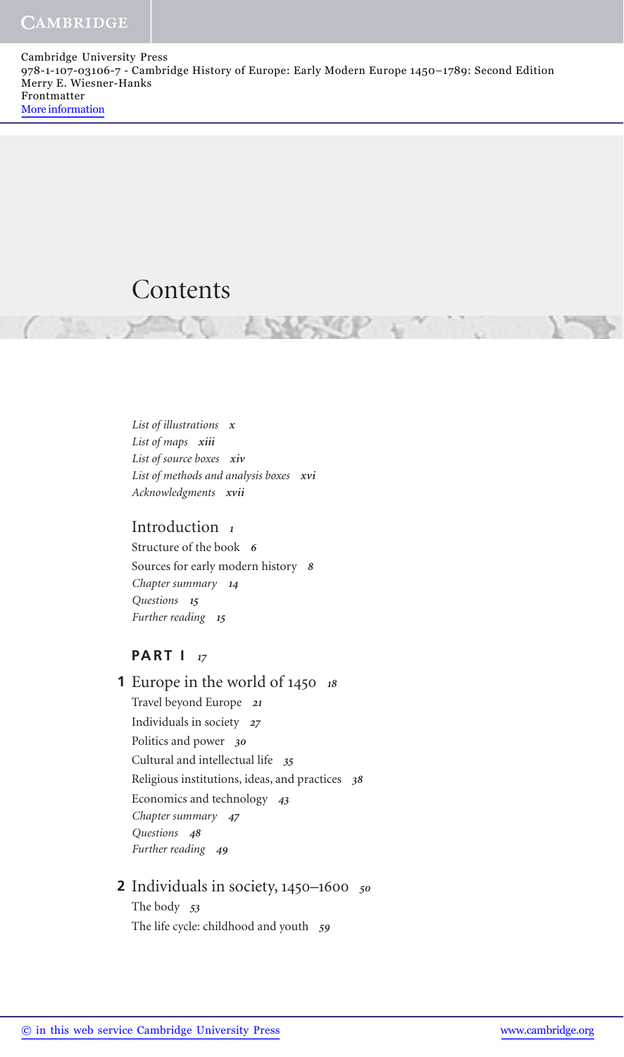# Contents

*List of illustrations* ***x***
*List of maps* ***xiii***
*List of source boxes* ***xiv***
*List of methods and analysis boxes* ***xvi***
*Acknowledgments* ***xvii***

## Introduction *1*

Structure of the book *6*
Sources for early modern history *8*
*Chapter summary* *14*
*Questions* *15*
*Further reading* *15*

## PART I *17*

### 1 Europe in the world of 1450 *18*

Travel beyond Europe *21*
Individuals in society *27*
Politics and power *30*
Cultural and intellectual life *35*
Religious institutions, ideas, and practices *38*
Economics and technology *43*
*Chapter summary* *47*
*Questions* *48*
*Further reading* *49*

### 2 Individuals in society, 1450–1600 *50*

The body *53*
The life cycle: childhood and youth *59*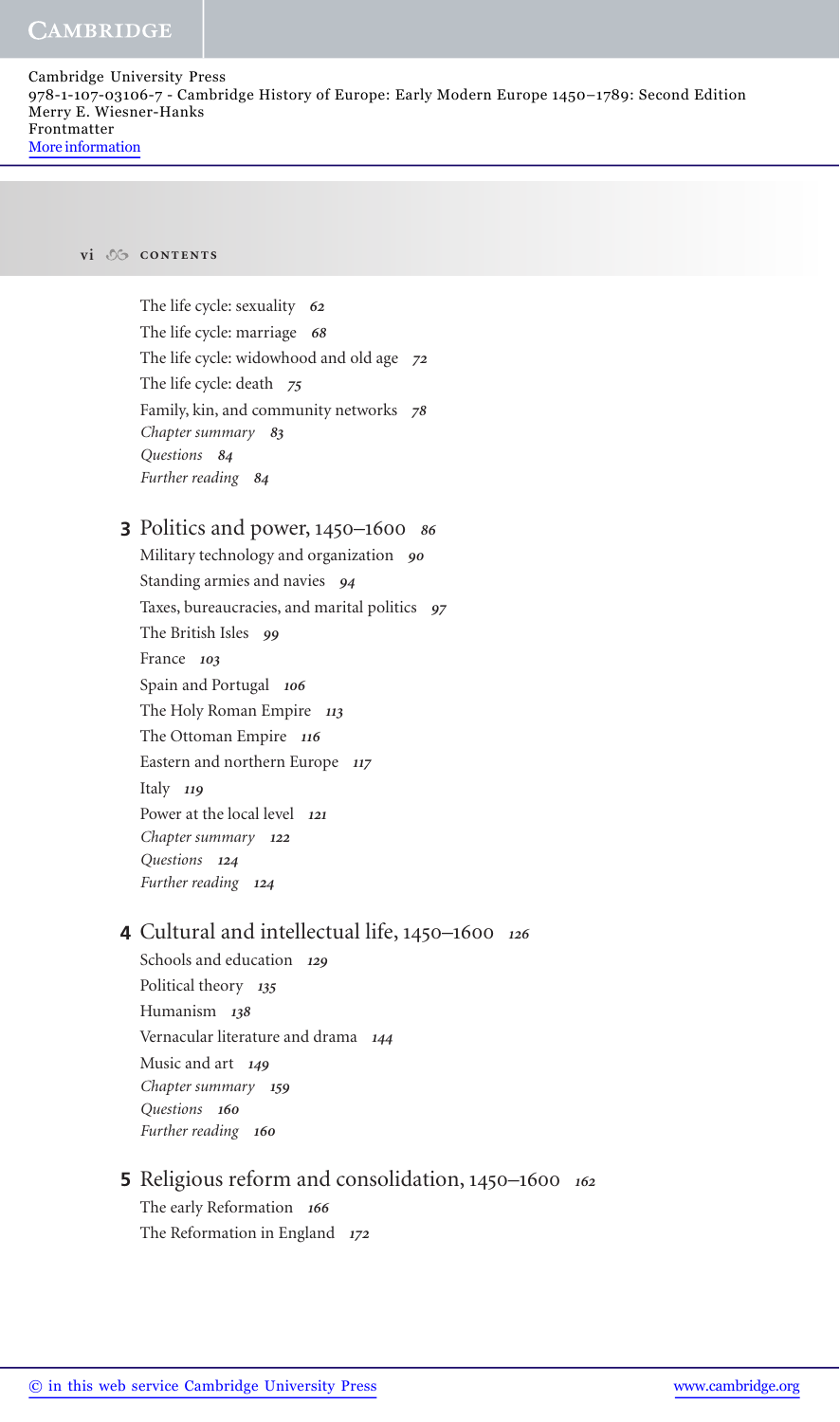The life cycle: sexuality *62*
The life cycle: marriage *68*
The life cycle: widowhood and old age *72*
The life cycle: death *75*
Family, kin, and community networks *78*
*Chapter summary* *83*
*Questions* *84*
*Further reading* *84*

## **3** Politics and power, 1450–1600 *86*

Military technology and organization *90*
Standing armies and navies *94*
Taxes, bureaucracies, and marital politics *97*
The British Isles *99*
France *103*
Spain and Portugal *106*
The Holy Roman Empire *113*
The Ottoman Empire *116*
Eastern and northern Europe *117*
Italy *119*
Power at the local level *121*
*Chapter summary* *122*
*Questions* *124*
*Further reading* *124*

## **4** Cultural and intellectual life, 1450–1600 *126*

Schools and education *129*
Political theory *135*
Humanism *138*
Vernacular literature and drama *144*
Music and art *149*
*Chapter summary* *159*
*Questions* *160*
*Further reading* *160*

## **5** Religious reform and consolidation, 1450–1600 *162*

The early Reformation *166*
The Reformation in England *172*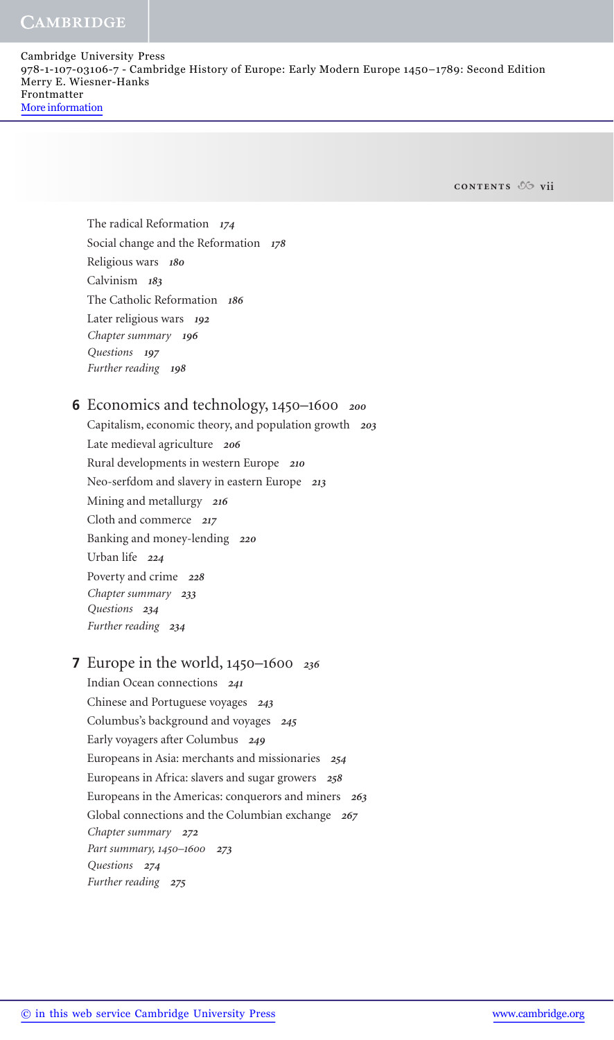The radical Reformation *174*
Social change and the Reformation *178*
Religious wars *180*
Calvinism *183*
The Catholic Reformation *186*
Later religious wars *192*
*Chapter summary 196*
*Questions 197*
*Further reading 198*

**6** Economics and technology, 1450–1600 *200*
Capitalism, economic theory, and population growth *203*
Late medieval agriculture *206*
Rural developments in western Europe *210*
Neo-serfdom and slavery in eastern Europe *213*
Mining and metallurgy *216*
Cloth and commerce *217*
Banking and money-lending *220*
Urban life *224*
Poverty and crime *228*
*Chapter summary 233*
*Questions 234*
*Further reading 234*

**7** Europe in the world, 1450–1600 *236*
Indian Ocean connections *241*
Chinese and Portuguese voyages *243*
Columbus's background and voyages *245*
Early voyagers after Columbus *249*
Europeans in Asia: merchants and missionaries *254*
Europeans in Africa: slavers and sugar growers *258*
Europeans in the Americas: conquerors and miners *263*
Global connections and the Columbian exchange *267*
*Chapter summary 272*
*Part summary, 1450–1600 273*
*Questions 274*
*Further reading 275*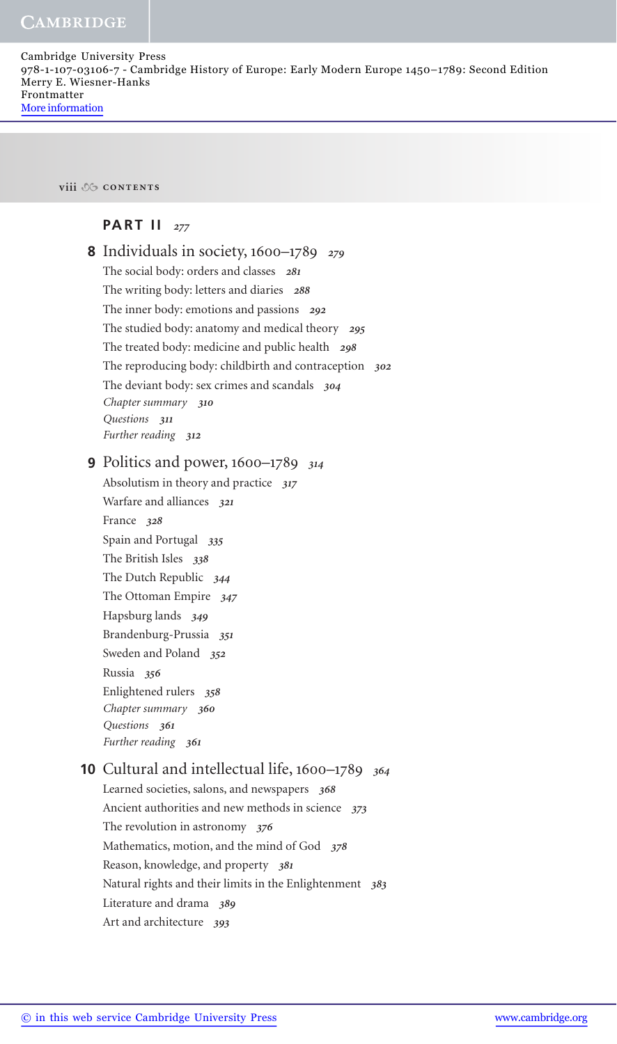## PART II 277

### 8 Individuals in society, 1600–1789 279

The social body: orders and classes 281

The writing body: letters and diaries 288

The inner body: emotions and passions 292

The studied body: anatomy and medical theory 295

The treated body: medicine and public health 298

The reproducing body: childbirth and contraception 302

The deviant body: sex crimes and scandals 304

*Chapter summary* 310

*Questions* 311

*Further reading* 312

### 9 Politics and power, 1600–1789 314

Absolutism in theory and practice 317

Warfare and alliances 321

France 328

Spain and Portugal 335

The British Isles 338

The Dutch Republic 344

The Ottoman Empire 347

Hapsburg lands 349

Brandenburg-Prussia 351

Sweden and Poland 352

Russia 356

Enlightened rulers 358

*Chapter summary* 360

*Questions* 361

*Further reading* 361

### 10 Cultural and intellectual life, 1600–1789 364

Learned societies, salons, and newspapers 368

Ancient authorities and new methods in science 373

The revolution in astronomy 376

Mathematics, motion, and the mind of God 378

Reason, knowledge, and property 381

Natural rights and their limits in the Enlightenment 383

Literature and drama 389

Art and architecture 393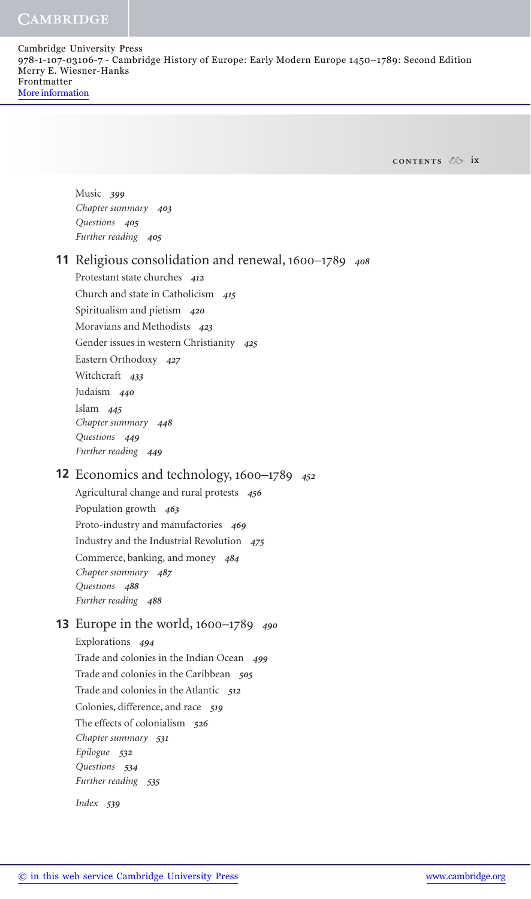Music *399*
*Chapter summary* *403*
*Questions* *405*
*Further reading* *405*

## 11 Religious consolidation and renewal, 1600–1789 *408*

Protestant state churches *412*
Church and state in Catholicism *415*
Spiritualism and pietism *420*
Moravians and Methodists *423*
Gender issues in western Christianity *425*
Eastern Orthodoxy *427*
Witchcraft *433*
Judaism *440*
Islam *445*
*Chapter summary* *448*
*Questions* *449*
*Further reading* *449*

## 12 Economics and technology, 1600–1789 *452*

Agricultural change and rural protests *456*
Population growth *463*
Proto-industry and manufactories *469*
Industry and the Industrial Revolution *475*
Commerce, banking, and money *484*
*Chapter summary* *487*
*Questions* *488*
*Further reading* *488*

## 13 Europe in the world, 1600–1789 *490*

Explorations *494*
Trade and colonies in the Indian Ocean *499*
Trade and colonies in the Caribbean *505*
Trade and colonies in the Atlantic *512*
Colonies, difference, and race *519*
The effects of colonialism *526*
*Chapter summary* *531*
*Epilogue* *532*
*Questions* *534*
*Further reading* *535*

*Index* *539*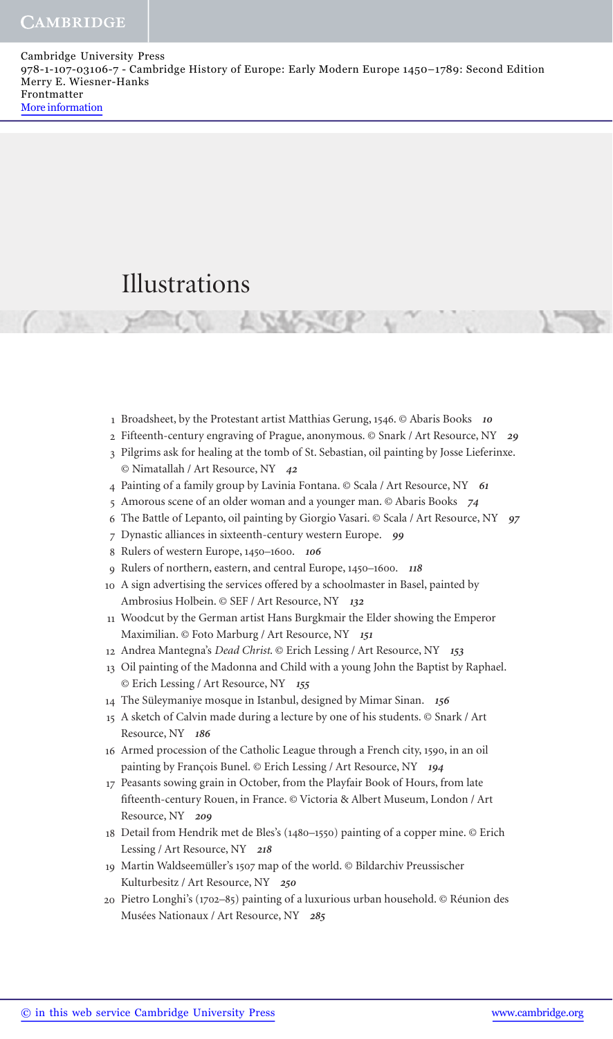# Illustrations

1. Broadsheet, by the Protestant artist Matthias Gerung, 1546. © Abaris Books ***10***
2. Fifteenth-century engraving of Prague, anonymous. © Snark / Art Resource, NY ***29***
3. Pilgrims ask for healing at the tomb of St. Sebastian, oil painting by Josse Lieferinxe. © Nimatallah / Art Resource, NY ***42***
4. Painting of a family group by Lavinia Fontana. © Scala / Art Resource, NY ***61***
5. Amorous scene of an older woman and a younger man. © Abaris Books ***74***
6. The Battle of Lepanto, oil painting by Giorgio Vasari. © Scala / Art Resource, NY ***97***
7. Dynastic alliances in sixteenth-century western Europe. ***99***
8. Rulers of western Europe, 1450–1600. ***106***
9. Rulers of northern, eastern, and central Europe, 1450–1600. ***118***
10. A sign advertising the services offered by a schoolmaster in Basel, painted by Ambrosius Holbein. © SEF / Art Resource, NY ***132***
11. Woodcut by the German artist Hans Burgkmair the Elder showing the Emperor Maximilian. © Foto Marburg / Art Resource, NY ***151***
12. Andrea Mantegna's *Dead Christ*. © Erich Lessing / Art Resource, NY ***153***
13. Oil painting of the Madonna and Child with a young John the Baptist by Raphael. © Erich Lessing / Art Resource, NY ***155***
14. The Süleymaniye mosque in Istanbul, designed by Mimar Sinan. ***156***
15. A sketch of Calvin made during a lecture by one of his students. © Snark / Art Resource, NY ***186***
16. Armed procession of the Catholic League through a French city, 1590, in an oil painting by François Bunel. © Erich Lessing / Art Resource, NY ***194***
17. Peasants sowing grain in October, from the Playfair Book of Hours, from late fifteenth-century Rouen, in France. © Victoria & Albert Museum, London / Art Resource, NY ***209***
18. Detail from Hendrik met de Bles's (1480–1550) painting of a copper mine. © Erich Lessing / Art Resource, NY ***218***
19. Martin Waldseemüller's 1507 map of the world. © Bildarchiv Preussischer Kulturbesitz / Art Resource, NY ***250***
20. Pietro Longhi's (1702–85) painting of a luxurious urban household. © Réunion des Musées Nationaux / Art Resource, NY ***285***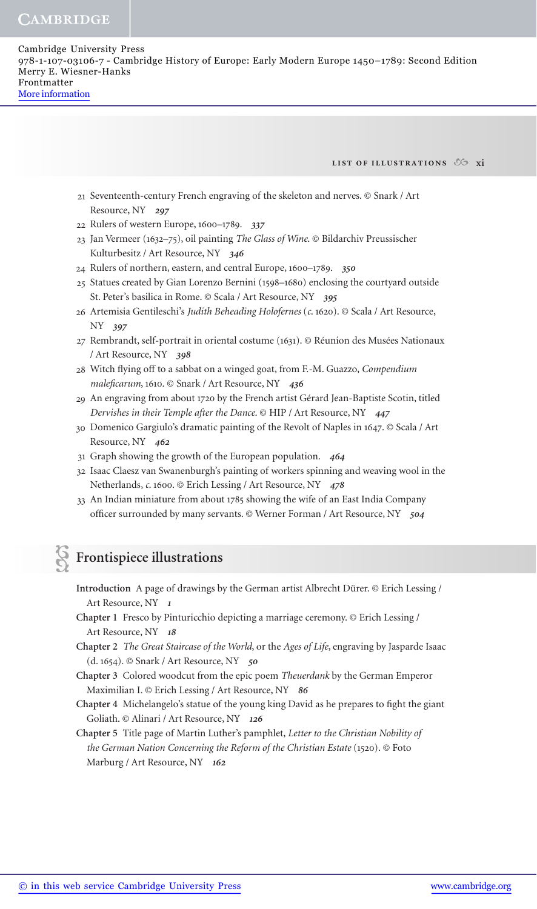21 Seventeenth-century French engraving of the skeleton and nerves. © Snark / Art Resource, NY ***297***

22 Rulers of western Europe, 1600–1789. ***337***

23 Jan Vermeer (1632–75), oil painting *The Glass of Wine*. © Bildarchiv Preussischer Kulturbesitz / Art Resource, NY ***346***

24 Rulers of northern, eastern, and central Europe, 1600–1789. ***350***

25 Statues created by Gian Lorenzo Bernini (1598–1680) enclosing the courtyard outside St. Peter's basilica in Rome. © Scala / Art Resource, NY ***395***

26 Artemisia Gentileschi's *Judith Beheading Holofernes* (*c*. 1620). © Scala / Art Resource, NY ***397***

27 Rembrandt, self-portrait in oriental costume (1631). © Réunion des Musées Nationaux / Art Resource, NY ***398***

28 Witch flying off to a sabbat on a winged goat, from F.-M. Guazzo, *Compendium maleficarum*, 1610. © Snark / Art Resource, NY ***436***

29 An engraving from about 1720 by the French artist Gérard Jean-Baptiste Scotin, titled *Dervishes in their Temple after the Dance*. © HIP / Art Resource, NY ***447***

30 Domenico Gargiulo's dramatic painting of the Revolt of Naples in 1647. © Scala / Art Resource, NY ***462***

31 Graph showing the growth of the European population. ***464***

32 Isaac Claesz van Swanenburgh's painting of workers spinning and weaving wool in the Netherlands, *c*. 1600. © Erich Lessing / Art Resource, NY ***478***

33 An Indian miniature from about 1785 showing the wife of an East India Company officer surrounded by many servants. © Werner Forman / Art Resource, NY ***504***

## Frontispiece illustrations

**Introduction** A page of drawings by the German artist Albrecht Dürer. © Erich Lessing / Art Resource, NY ***1***

**Chapter 1** Fresco by Pinturicchio depicting a marriage ceremony. © Erich Lessing / Art Resource, NY ***18***

**Chapter 2** *The Great Staircase of the World*, or the *Ages of Life*, engraving by Jasparde Isaac (d. 1654). © Snark / Art Resource, NY ***50***

**Chapter 3** Colored woodcut from the epic poem *Theuerdank* by the German Emperor Maximilian I. © Erich Lessing / Art Resource, NY ***86***

**Chapter 4** Michelangelo's statue of the young king David as he prepares to fight the giant Goliath. © Alinari / Art Resource, NY ***126***

**Chapter 5** Title page of Martin Luther's pamphlet, *Letter to the Christian Nobility of the German Nation Concerning the Reform of the Christian Estate* (1520). © Foto Marburg / Art Resource, NY ***162***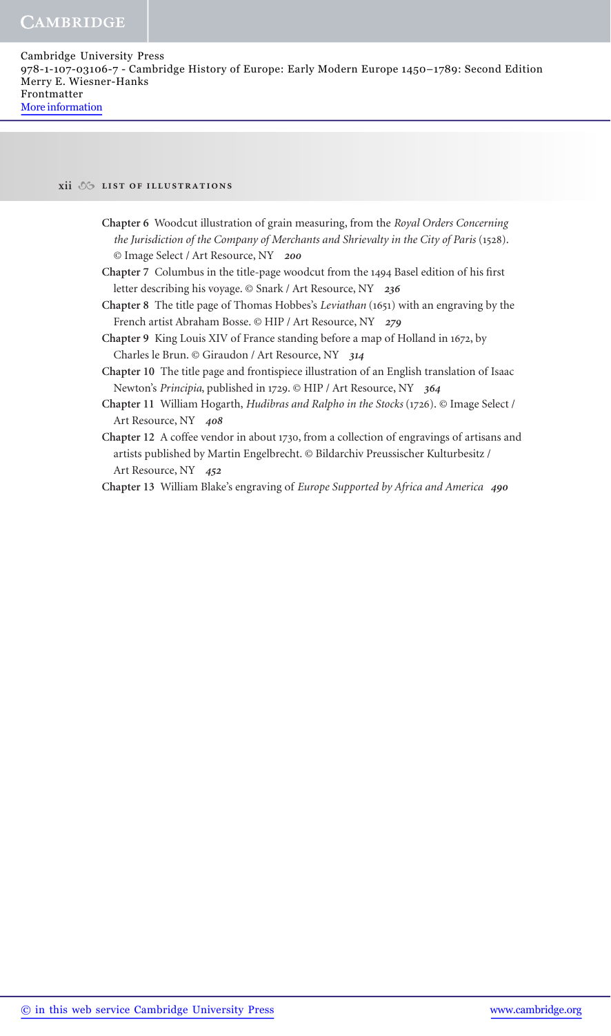**Chapter 6** Woodcut illustration of grain measuring, from the *Royal Orders Concerning the Jurisdiction of the Company of Merchants and Shrievalty in the City of Paris* (1528). © Image Select / Art Resource, NY *200*

**Chapter 7** Columbus in the title-page woodcut from the 1494 Basel edition of his first letter describing his voyage. © Snark / Art Resource, NY *236*

**Chapter 8** The title page of Thomas Hobbes's *Leviathan* (1651) with an engraving by the French artist Abraham Bosse. © HIP / Art Resource, NY *279*

**Chapter 9** King Louis XIV of France standing before a map of Holland in 1672, by Charles le Brun. © Giraudon / Art Resource, NY *314*

**Chapter 10** The title page and frontispiece illustration of an English translation of Isaac Newton's *Principia*, published in 1729. © HIP / Art Resource, NY *364*

**Chapter 11** William Hogarth, *Hudibras and Ralpho in the Stocks* (1726). © Image Select / Art Resource, NY *408*

**Chapter 12** A coffee vendor in about 1730, from a collection of engravings of artisans and artists published by Martin Engelbrecht. © Bildarchiv Preussischer Kulturbesitz / Art Resource, NY *452*

**Chapter 13** William Blake's engraving of *Europe Supported by Africa and America* *490*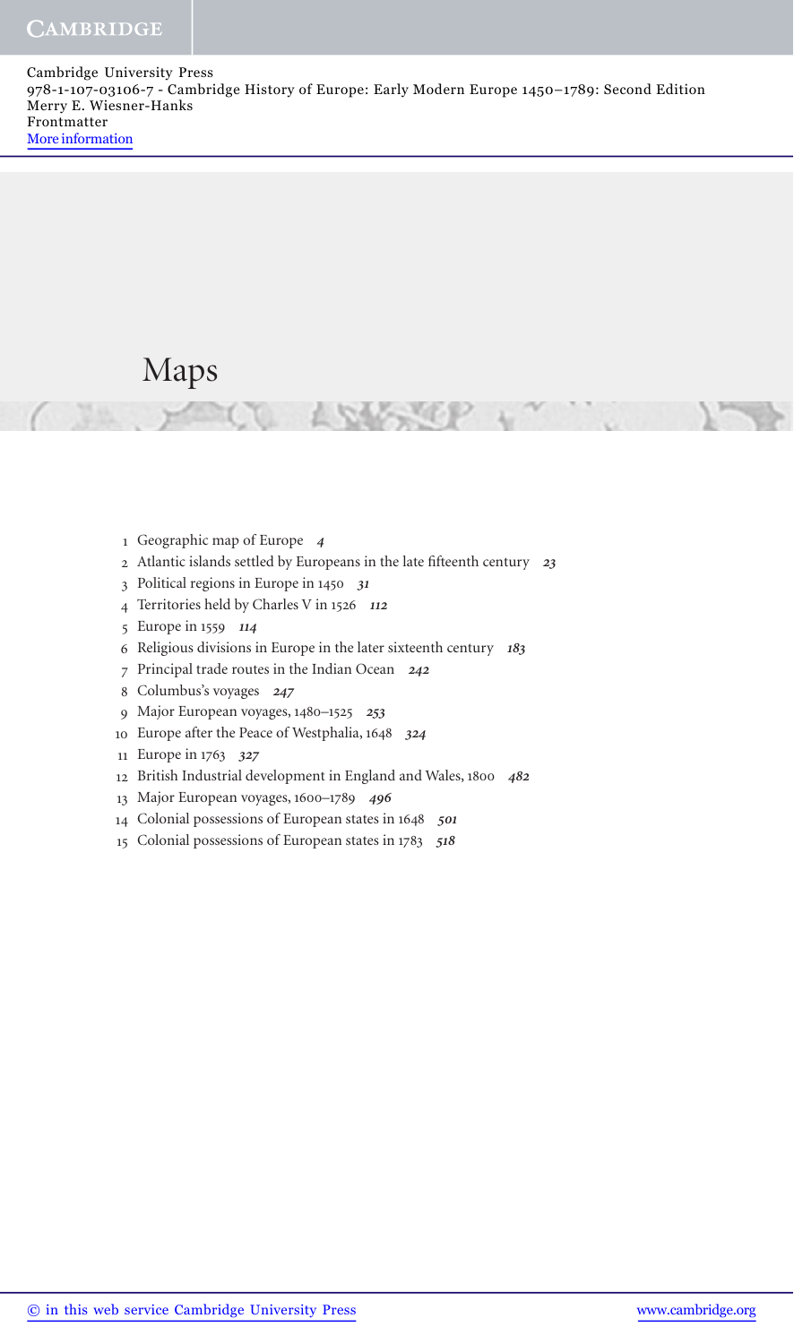# Maps

1 Geographic map of Europe *4*
2 Atlantic islands settled by Europeans in the late fifteenth century *23*
3 Political regions in Europe in 1450 *31*
4 Territories held by Charles V in 1526 *112*
5 Europe in 1559 *114*
6 Religious divisions in Europe in the later sixteenth century *183*
7 Principal trade routes in the Indian Ocean *242*
8 Columbus's voyages *247*
9 Major European voyages, 1480–1525 *253*
10 Europe after the Peace of Westphalia, 1648 *324*
11 Europe in 1763 *327*
12 British Industrial development in England and Wales, 1800 *482*
13 Major European voyages, 1600–1789 *496*
14 Colonial possessions of European states in 1648 *501*
15 Colonial possessions of European states in 1783 *518*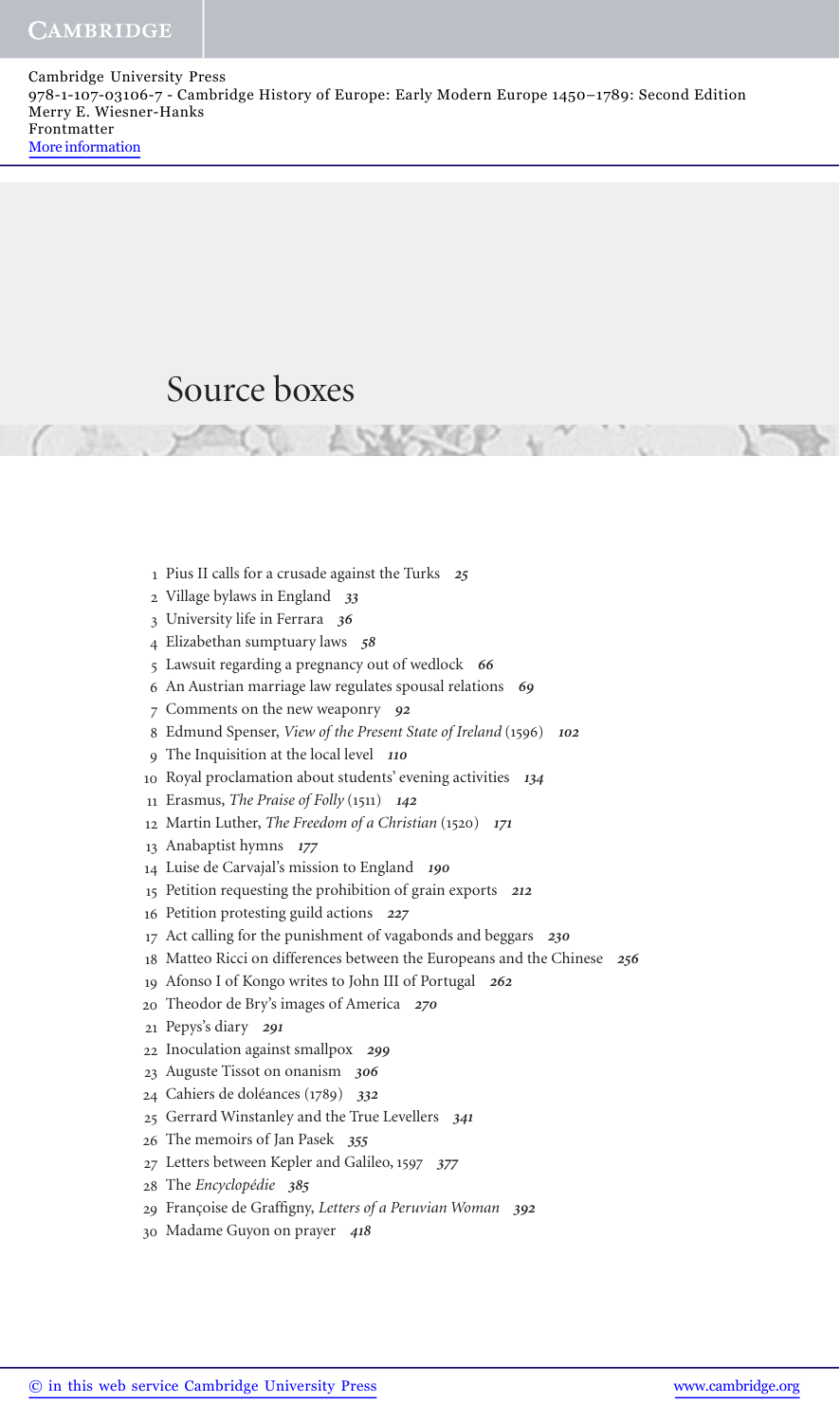# Source boxes

1 Pius II calls for a crusade against the Turks *25*
2 Village bylaws in England *33*
3 University life in Ferrara *36*
4 Elizabethan sumptuary laws *58*
5 Lawsuit regarding a pregnancy out of wedlock *66*
6 An Austrian marriage law regulates spousal relations *69*
7 Comments on the new weaponry *92*
8 Edmund Spenser, *View of the Present State of Ireland* (1596) *102*
9 The Inquisition at the local level *110*
10 Royal proclamation about students' evening activities *134*
11 Erasmus, *The Praise of Folly* (1511) *142*
12 Martin Luther, *The Freedom of a Christian* (1520) *171*
13 Anabaptist hymns *177*
14 Luise de Carvajal's mission to England *190*
15 Petition requesting the prohibition of grain exports *212*
16 Petition protesting guild actions *227*
17 Act calling for the punishment of vagabonds and beggars *230*
18 Matteo Ricci on differences between the Europeans and the Chinese *256*
19 Afonso I of Kongo writes to John III of Portugal *262*
20 Theodor de Bry's images of America *270*
21 Pepys's diary *291*
22 Inoculation against smallpox *299*
23 Auguste Tissot on onanism *306*
24 Cahiers de doléances (1789) *332*
25 Gerrard Winstanley and the True Levellers *341*
26 The memoirs of Jan Pasek *355*
27 Letters between Kepler and Galileo, 1597 *377*
28 The *Encyclopédie* *385*
29 Françoise de Graffigny, *Letters of a Peruvian Woman* *392*
30 Madame Guyon on prayer *418*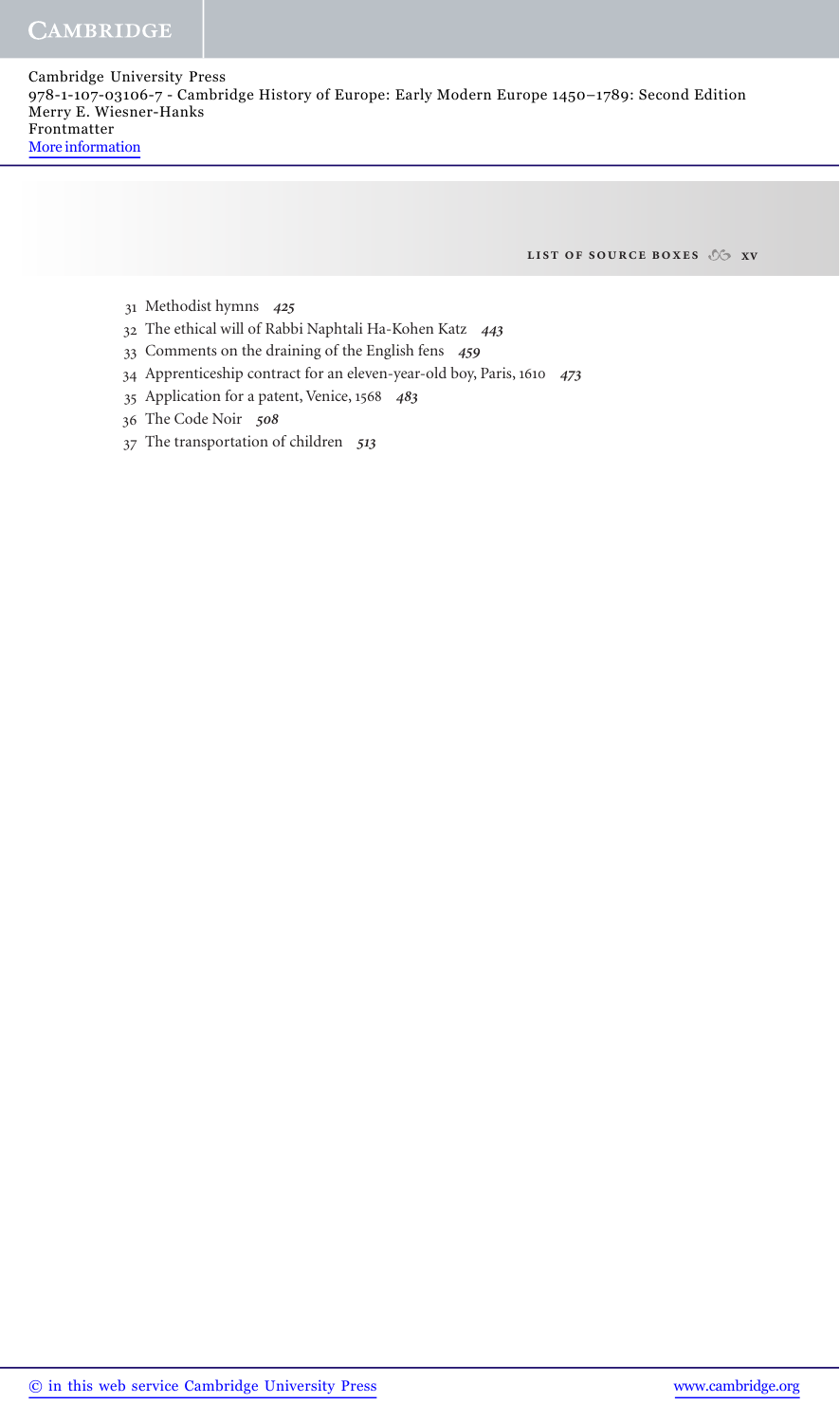31 Methodist hymns *425*
32 The ethical will of Rabbi Naphtali Ha-Kohen Katz *443*
33 Comments on the draining of the English fens *459*
34 Apprenticeship contract for an eleven-year-old boy, Paris, 1610 *473*
35 Application for a patent, Venice, 1568 *483*
36 The Code Noir *508*
37 The transportation of children *513*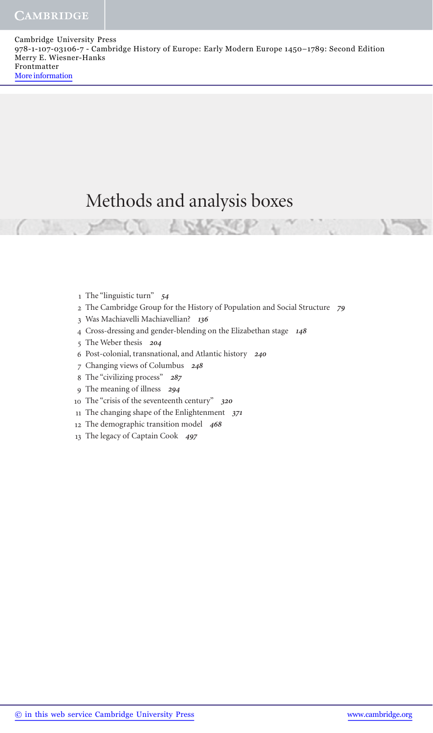# Methods and analysis boxes

1. The "linguistic turn" *54*
2. The Cambridge Group for the History of Population and Social Structure *79*
3. Was Machiavelli Machiavellian? *136*
4. Cross-dressing and gender-blending on the Elizabethan stage *148*
5. The Weber thesis *204*
6. Post-colonial, transnational, and Atlantic history *240*
7. Changing views of Columbus *248*
8. The "civilizing process" *287*
9. The meaning of illness *294*
10. The "crisis of the seventeenth century" *320*
11. The changing shape of the Enlightenment *371*
12. The demographic transition model *468*
13. The legacy of Captain Cook *497*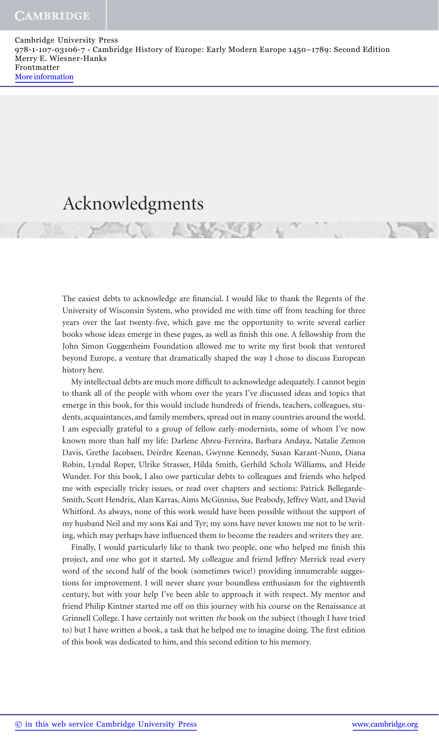# Acknowledgments

The easiest debts to acknowledge are financial. I would like to thank the Regents of the University of Wisconsin System, who provided me with time off from teaching for three years over the last twenty-five, which gave me the opportunity to write several earlier books whose ideas emerge in these pages, as well as finish this one. A fellowship from the John Simon Guggenheim Foundation allowed me to write my first book that ventured beyond Europe, a venture that dramatically shaped the way I chose to discuss European history here.

My intellectual debts are much more difficult to acknowledge adequately. I cannot begin to thank all of the people with whom over the years I've discussed ideas and topics that emerge in this book, for this would include hundreds of friends, teachers, colleagues, students, acquaintances, and family members, spread out in many countries around the world. I am especially grateful to a group of fellow early-modernists, some of whom I've now known more than half my life: Darlene Abreu-Ferreira, Barbara Andaya, Natalie Zemon Davis, Grethe Jacobsen, Deirdre Keenan, Gwynne Kennedy, Susan Karant-Nunn, Diana Robin, Lyndal Roper, Ulrike Strasser, Hilda Smith, Gerhild Scholz Williams, and Heide Wunder. For this book, I also owe particular debts to colleagues and friends who helped me with especially tricky issues, or read over chapters and sections: Patrick Bellegarde-Smith, Scott Hendrix, Alan Karras, Aims McGinniss, Sue Peabody, Jeffrey Watt, and David Whitford. As always, none of this work would have been possible without the support of my husband Neil and my sons Kai and Tyr; my sons have never known me not to be writing, which may perhaps have influenced them to become the readers and writers they are.

Finally, I would particularly like to thank two people, one who helped me finish this project, and one who got it started. My colleague and friend Jeffrey Merrick read every word of the second half of the book (sometimes twice!) providing innumerable suggestions for improvement. I will never share your boundless enthusiasm for the eighteenth century, but with your help I've been able to approach it with respect. My mentor and friend Philip Kintner started me off on this journey with his course on the Renaissance at Grinnell College. I have certainly not written *the* book on the subject (though I have tried to) but I have written *a* book, a task that he helped me to imagine doing. The first edition of this book was dedicated to him, and this second edition to his memory.